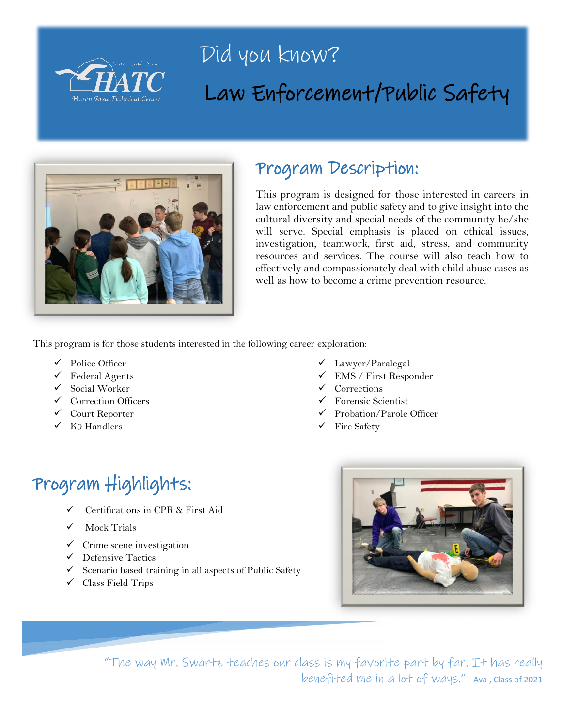HATC
Learn Lead Serve
Huron Area Technical Center

# Did you know?

# Law Enforcement/Public Safety

## Program Description:

This program is designed for those interested in careers in law enforcement and public safety and to give insight into the cultural diversity and special needs of the community he/she will serve. Special emphasis is placed on ethical issues, investigation, teamwork, first aid, stress, and community resources and services. The course will also teach how to effectively and compassionately deal with child abuse cases as well as how to become a crime prevention resource.

This program is for those students interested in the following career exploration:

- ✓ Police Officer
- ✓ Federal Agents
- ✓ Social Worker
- ✓ Correction Officers
- ✓ Court Reporter
- ✓ K9 Handlers
- ✓ Lawyer/Paralegal
- ✓ EMS / First Responder
- ✓ Corrections
- ✓ Forensic Scientist
- ✓ Probation/Parole Officer
- ✓ Fire Safety

## Program Highlights:

- ✓ Certifications in CPR & First Aid
- ✓ Mock Trials
- ✓ Crime scene investigation
- ✓ Defensive Tactics
- ✓ Scenario based training in all aspects of Public Safety
- ✓ Class Field Trips

*"The way Mr. Swartz teaches our class is my favorite part by far. It has really benefited me in a lot of ways."* –Ava , Class of 2021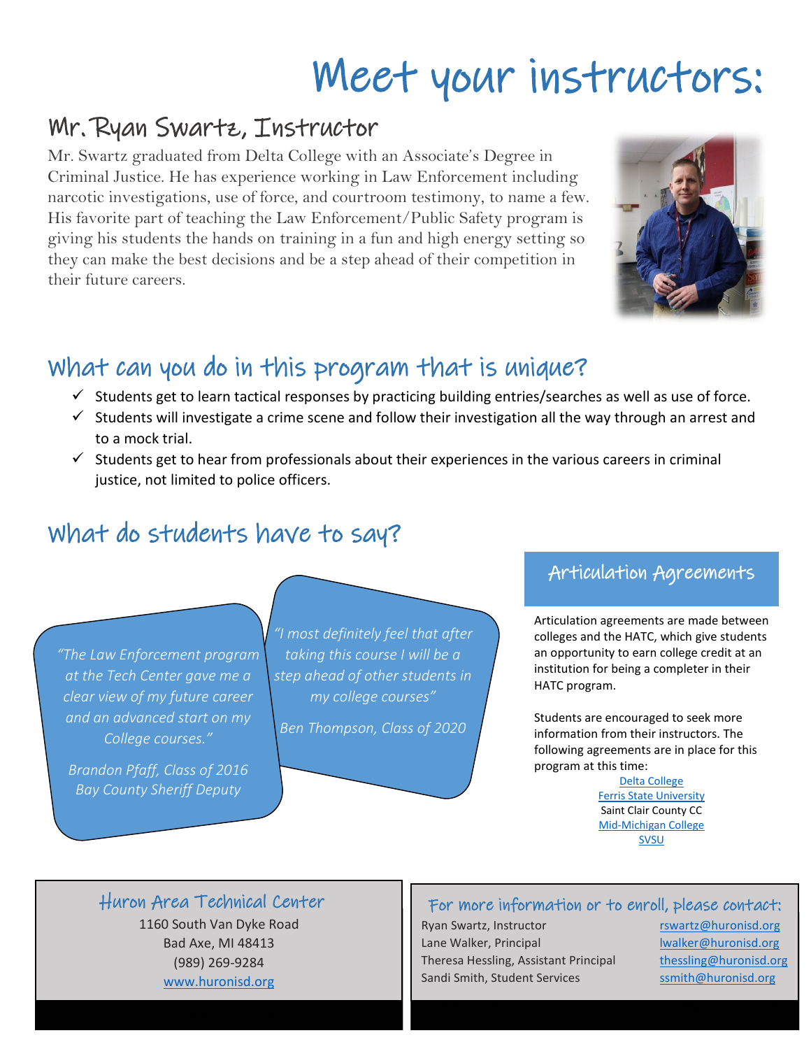# Meet your instructors:

## Mr. Ryan Swartz, Instructor

Mr. Swartz graduated from Delta College with an Associate's Degree in Criminal Justice. He has experience working in Law Enforcement including narcotic investigations, use of force, and courtroom testimony, to name a few. His favorite part of teaching the Law Enforcement/Public Safety program is giving his students the hands on training in a fun and high energy setting so they can make the best decisions and be a step ahead of their competition in their future careers.

## What can you do in this program that is unique?

- ✓ Students get to learn tactical responses by practicing building entries/searches as well as use of force.
- ✓ Students will investigate a crime scene and follow their investigation all the way through an arrest and to a mock trial.
- ✓ Students get to hear from professionals about their experiences in the various careers in criminal justice, not limited to police officers.

## What do students have to say?

*"The Law Enforcement program at the Tech Center gave me a clear view of my future career and an advanced start on my College courses."*

*Brandon Pfaff, Class of 2016*
*Bay County Sheriff Deputy*

*"I most definitely feel that after taking this course I will be a step ahead of other students in my college courses"*

*Ben Thompson, Class of 2020*

### Articulation Agreements

Articulation agreements are made between colleges and the HATC, which give students an opportunity to earn college credit at an institution for being a completer in their HATC program.

Students are encouraged to seek more information from their instructors. The following agreements are in place for this program at this time:

Delta College
Ferris State University
Saint Clair County CC
Mid-Michigan College
SVSU

### Huron Area Technical Center

1160 South Van Dyke Road
Bad Axe, MI 48413
(989) 269-9284
www.huronisd.org

### For more information or to enroll, please contact:

| | |
|---|---|
| Ryan Swartz, Instructor | rswartz@huronisd.org |
| Lane Walker, Principal | lwalker@huronisd.org |
| Theresa Hessling, Assistant Principal | thessling@huronisd.org |
| Sandi Smith, Student Services | ssmith@huronisd.org |